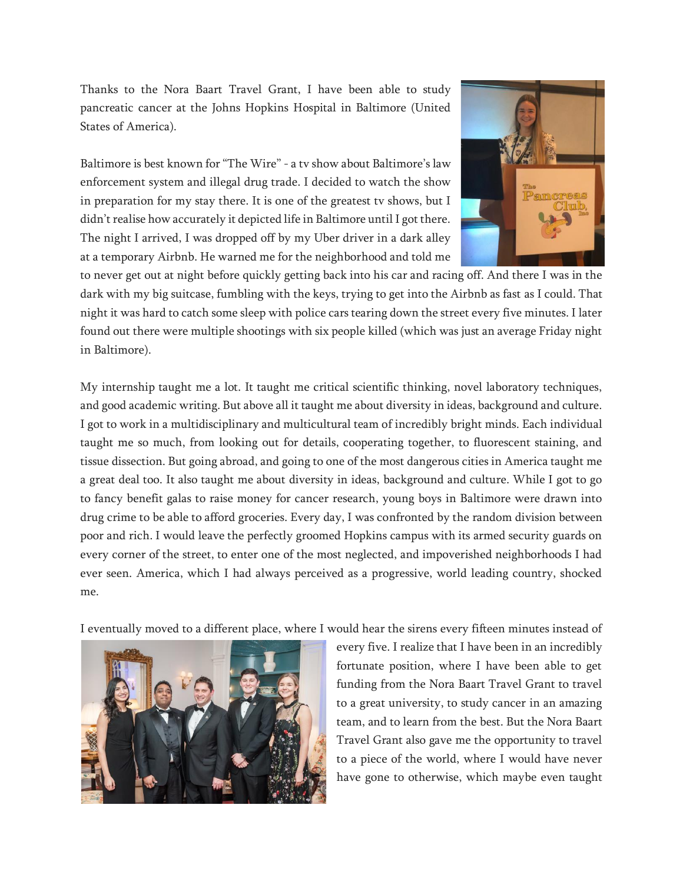Thanks to the Nora Baart Travel Grant, I have been able to study pancreatic cancer at the Johns Hopkins Hospital in Baltimore (United States of America).

Baltimore is best known for "The Wire" - a tv show about Baltimore's law enforcement system and illegal drug trade. I decided to watch the show in preparation for my stay there. It is one of the greatest tv shows, but I didn't realise how accurately it depicted life in Baltimore until I got there. The night I arrived, I was dropped off by my Uber driver in a dark alley at a temporary Airbnb. He warned me for the neighborhood and told me to never get out at night before quickly getting back into his car and racing off. And there I was in the dark with my big suitcase, fumbling with the keys, trying to get into the Airbnb as fast as I could. That night it was hard to catch some sleep with police cars tearing down the street every five minutes. I later found out there were multiple shootings with six people killed (which was just an average Friday night in Baltimore).

My internship taught me a lot. It taught me critical scientific thinking, novel laboratory techniques, and good academic writing. But above all it taught me about diversity in ideas, background and culture. I got to work in a multidisciplinary and multicultural team of incredibly bright minds. Each individual taught me so much, from looking out for details, cooperating together, to fluorescent staining, and tissue dissection. But going abroad, and going to one of the most dangerous cities in America taught me a great deal too. It also taught me about diversity in ideas, background and culture. While I got to go to fancy benefit galas to raise money for cancer research, young boys in Baltimore were drawn into drug crime to be able to afford groceries. Every day, I was confronted by the random division between poor and rich. I would leave the perfectly groomed Hopkins campus with its armed security guards on every corner of the street, to enter one of the most neglected, and impoverished neighborhoods I had ever seen. America, which I had always perceived as a progressive, world leading country, shocked me.

I eventually moved to a different place, where I would hear the sirens every fifteen minutes instead of every five. I realize that I have been in an incredibly fortunate position, where I have been able to get funding from the Nora Baart Travel Grant to travel to a great university, to study cancer in an amazing team, and to learn from the best. But the Nora Baart Travel Grant also gave me the opportunity to travel to a piece of the world, where I would have never have gone to otherwise, which maybe even taught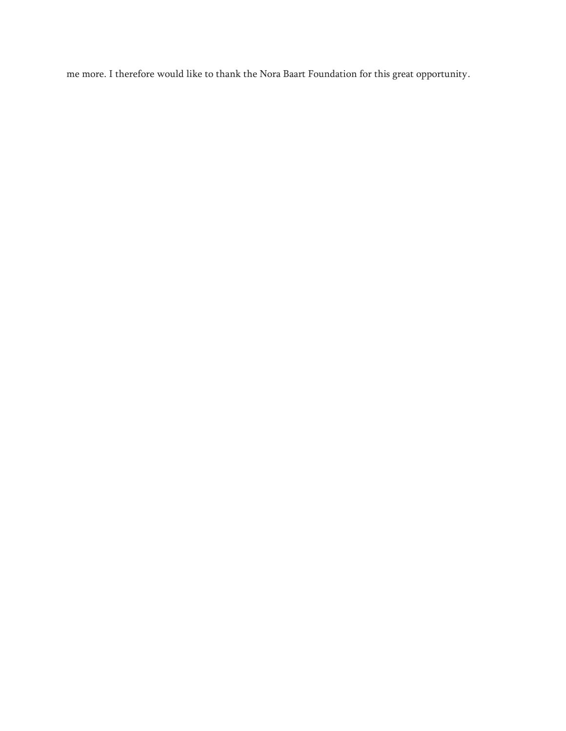me more. I therefore would like to thank the Nora Baart Foundation for this great opportunity.